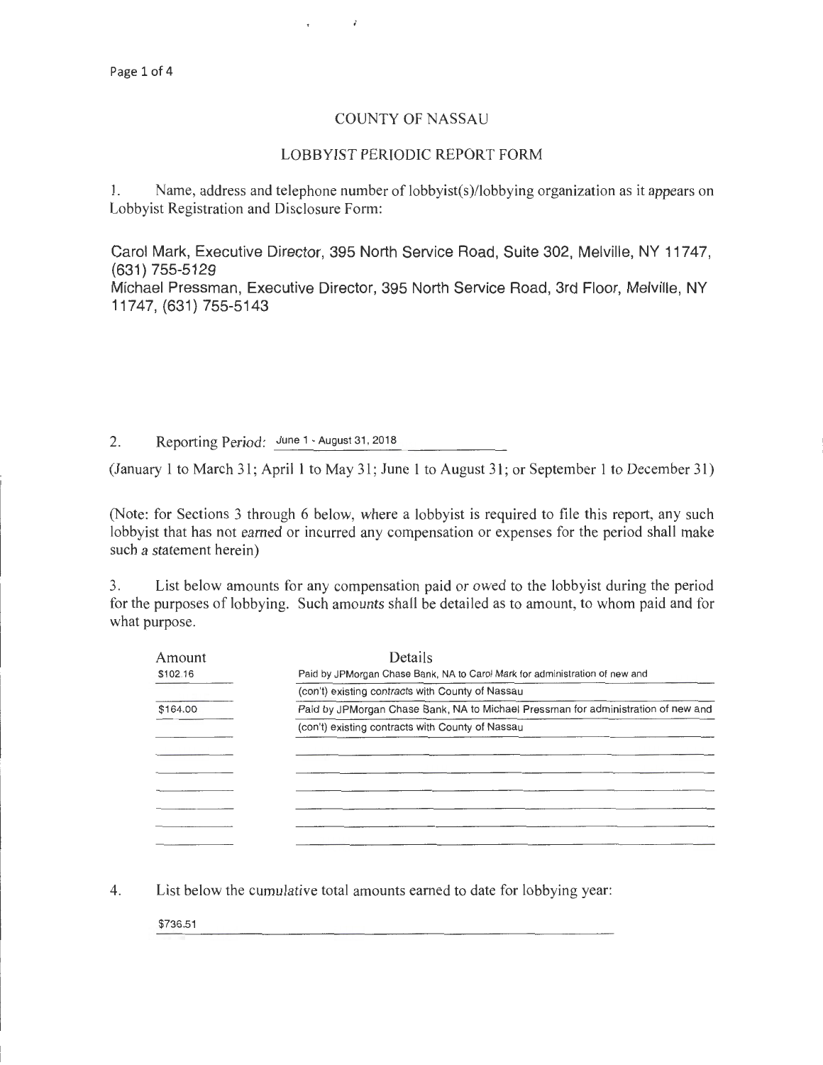# COUNTY OF NASSAU

## LOBBYIST PERIODIC REPORT FORM

1. Name, address and telephone number of lobbyist(s)/lobbying organization as it appears on Lobbyist Registration and Disclosure Form:

Carol Mark, Executive Director, 395 North Service Road, Suite 302, Melville, NY 11747, (631) 755-5129
Michael Pressman, Executive Director, 395 North Service Road, 3rd Floor, Melville, NY 11747, (631) 755-5143

2. Reporting Period: June 1 - August 31, 2018

(January 1 to March 31; April 1 to May 31; June 1 to August 31; or September 1 to December 31)

(Note: for Sections 3 through 6 below, where a lobbyist is required to file this report, any such lobbyist that has not earned or incurred any compensation or expenses for the period shall make such a statement herein)

3. List below amounts for any compensation paid or owed to the lobbyist during the period for the purposes of lobbying. Such amounts shall be detailed as to amount, to whom paid and for what purpose.

| Amount | Details |
|---|---|
| $102.16 | Paid by JPMorgan Chase Bank, NA to Carol Mark for administration of new and (con't) existing contracts with County of Nassau |
| $164.00 | Paid by JPMorgan Chase Bank, NA to Michael Pressman for administration of new and (con't) existing contracts with County of Nassau |

4. List below the cumulative total amounts earned to date for lobbying year:

$736.51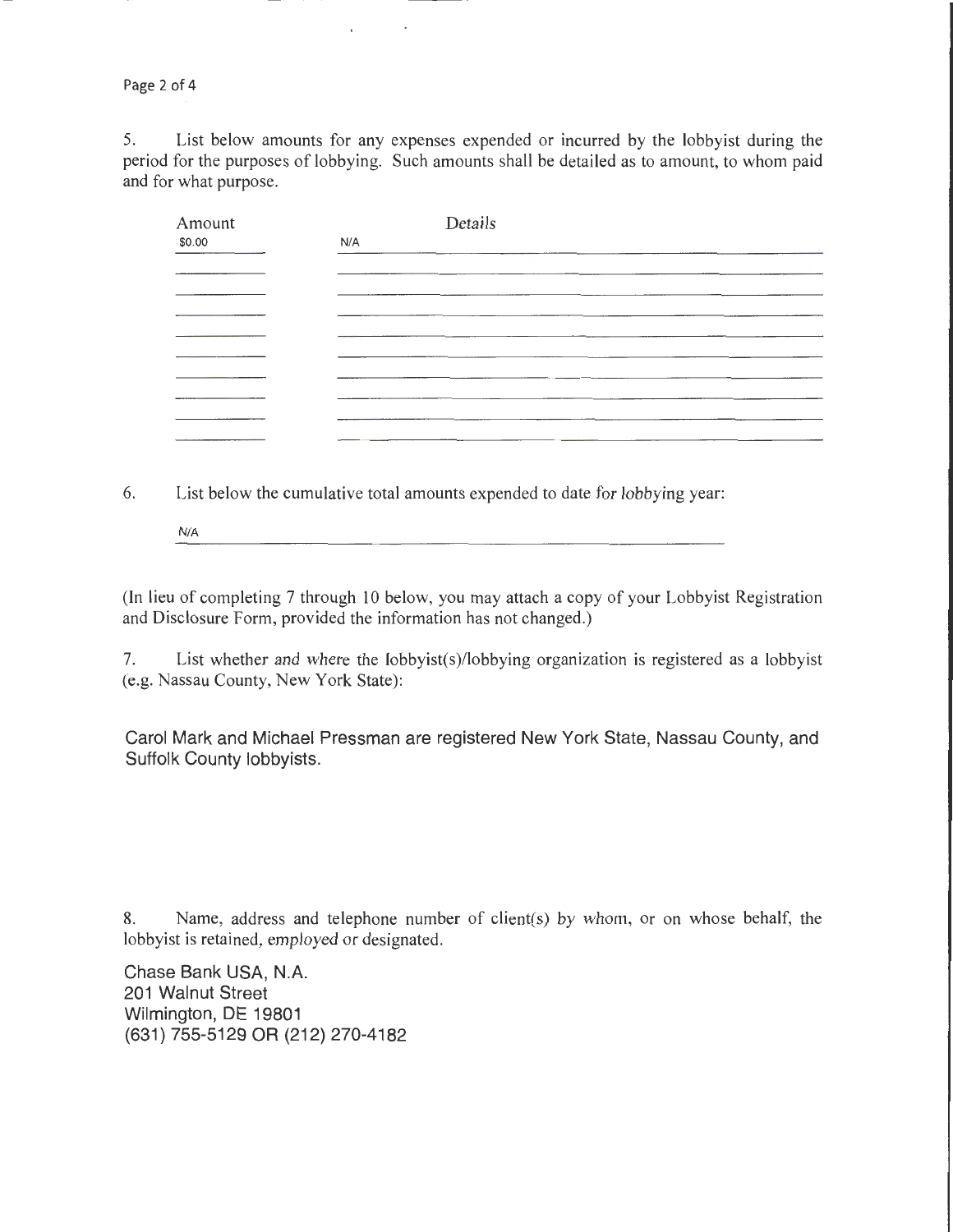5. List below amounts for any expenses expended or incurred by the lobbyist during the period for the purposes of lobbying. Such amounts shall be detailed as to amount, to whom paid and for what purpose.

| Amount | Details |
| --- | --- |
| $0.00 | N/A |
| | |
| | |
| | |
| | |
| | |
| | |
| | |
| | |
| | |

6. List below the cumulative total amounts expended to date for lobbying year:

N/A

(In lieu of completing 7 through 10 below, you may attach a copy of your Lobbyist Registration and Disclosure Form, provided the information has not changed.)

7. List whether and where the lobbyist(s)/lobbying organization is registered as a lobbyist (e.g. Nassau County, New York State):

Carol Mark and Michael Pressman are registered New York State, Nassau County, and Suffolk County lobbyists.

8. Name, address and telephone number of client(s) by whom, or on whose behalf, the lobbyist is retained, employed or designated.

Chase Bank USA, N.A.
201 Walnut Street
Wilmington, DE 19801
(631) 755-5129 OR (212) 270-4182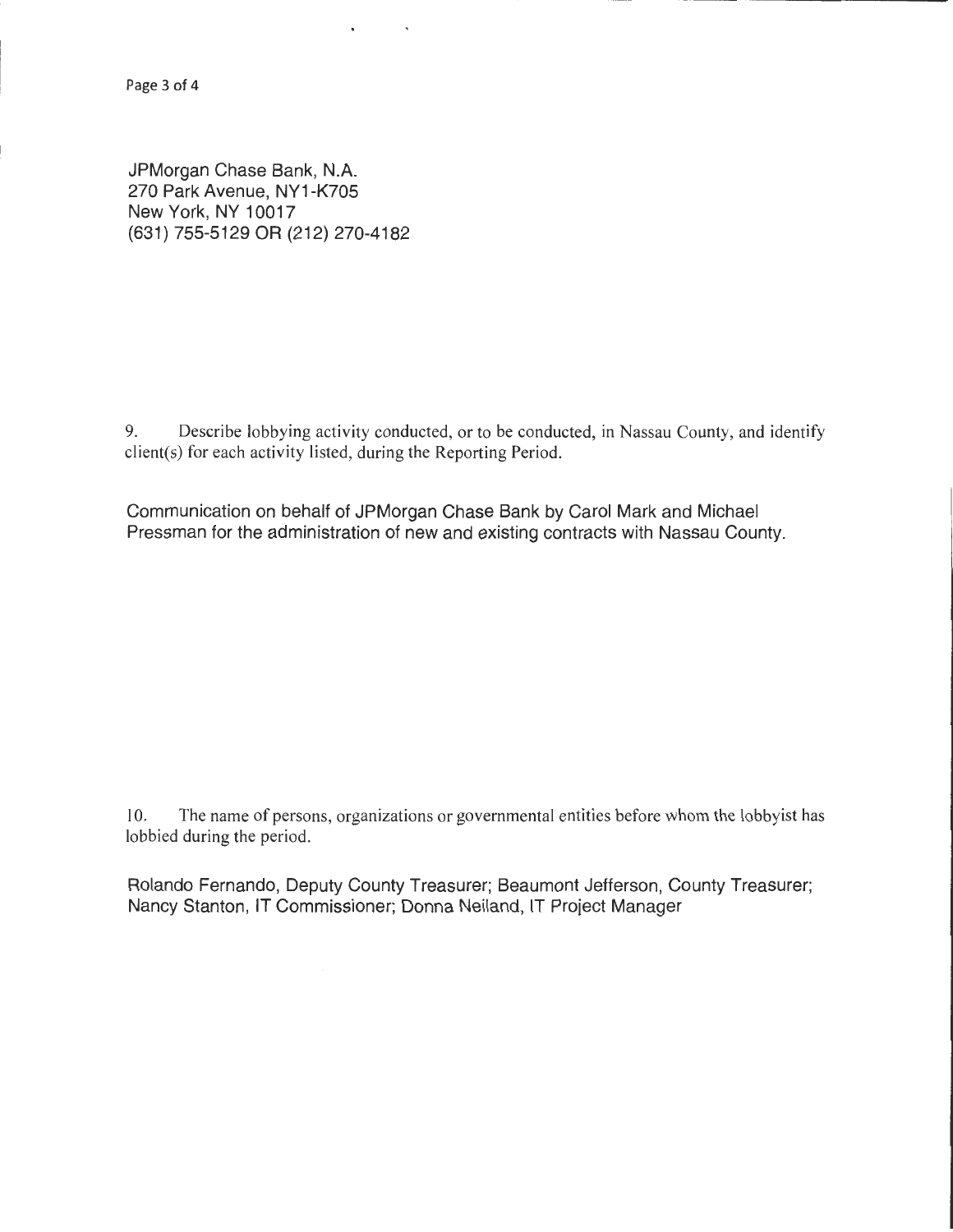JPMorgan Chase Bank, N.A.
270 Park Avenue, NY1-K705
New York, NY 10017
(631) 755-5129 OR (212) 270-4182

9. Describe lobbying activity conducted, or to be conducted, in Nassau County, and identify client(s) for each activity listed, during the Reporting Period.

Communication on behalf of JPMorgan Chase Bank by Carol Mark and Michael Pressman for the administration of new and existing contracts with Nassau County.

10. The name of persons, organizations or governmental entities before whom the lobbyist has lobbied during the period.

Rolando Fernando, Deputy County Treasurer; Beaumont Jefferson, County Treasurer; Nancy Stanton, IT Commissioner; Donna Neiland, IT Project Manager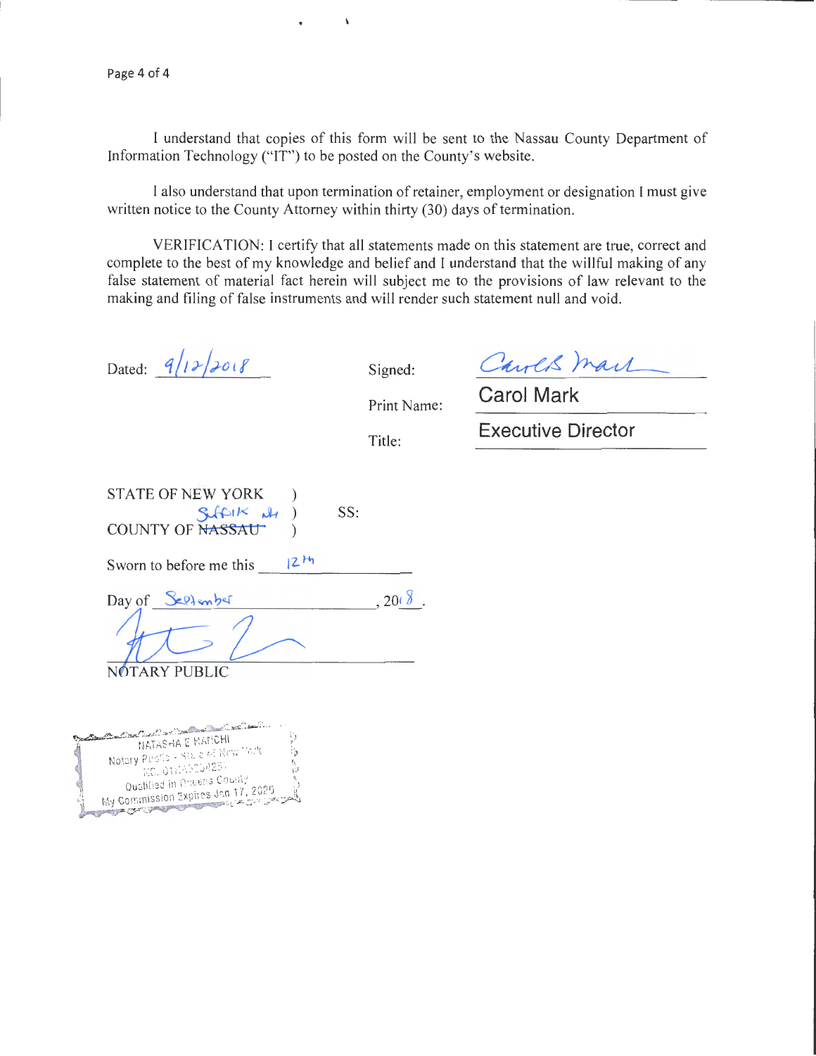I understand that copies of this form will be sent to the Nassau County Department of Information Technology ("IT") to be posted on the County's website.

I also understand that upon termination of retainer, employment or designation I must give written notice to the County Attorney within thirty (30) days of termination.

VERIFICATION: I certify that all statements made on this statement are true, correct and complete to the best of my knowledge and belief and I understand that the willful making of any false statement of material fact herein will subject me to the provisions of law relevant to the making and filing of false instruments and will render such statement null and void.

Dated: 9/12/2018

Signed: Carol Mark

Print Name: Carol Mark

Title: Executive Director

STATE OF NEW YORK )
) SS:
COUNTY OF ~~NASSAU~~ Suffolk NY )

Sworn to before me this 12th

Day of September, 2018.

NOTARY PUBLIC

NATASHA E HANCHI
Notary Public - State of New York
NO. 01HA6320423
Qualified in Queens County
My Commission Expires Jan 17, 2020